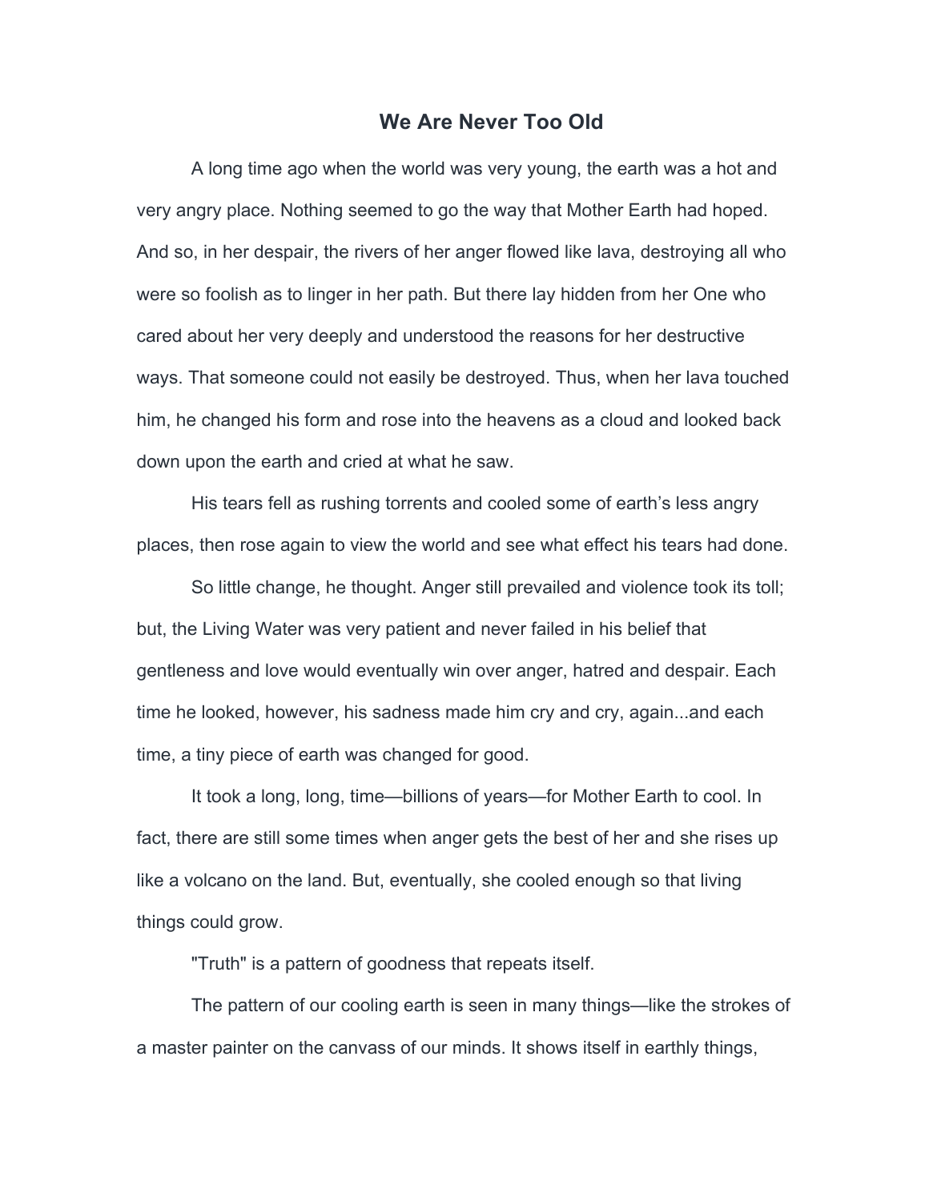# We Are Never Too Old

A long time ago when the world was very young, the earth was a hot and very angry place. Nothing seemed to go the way that Mother Earth had hoped. And so, in her despair, the rivers of her anger flowed like lava, destroying all who were so foolish as to linger in her path. But there lay hidden from her One who cared about her very deeply and understood the reasons for her destructive ways. That someone could not easily be destroyed. Thus, when her lava touched him, he changed his form and rose into the heavens as a cloud and looked back down upon the earth and cried at what he saw.

His tears fell as rushing torrents and cooled some of earth's less angry places, then rose again to view the world and see what effect his tears had done.

So little change, he thought. Anger still prevailed and violence took its toll; but, the Living Water was very patient and never failed in his belief that gentleness and love would eventually win over anger, hatred and despair. Each time he looked, however, his sadness made him cry and cry, again...and each time, a tiny piece of earth was changed for good.

It took a long, long, time—billions of years—for Mother Earth to cool. In fact, there are still some times when anger gets the best of her and she rises up like a volcano on the land. But, eventually, she cooled enough so that living things could grow.

"Truth" is a pattern of goodness that repeats itself.

The pattern of our cooling earth is seen in many things—like the strokes of a master painter on the canvass of our minds. It shows itself in earthly things,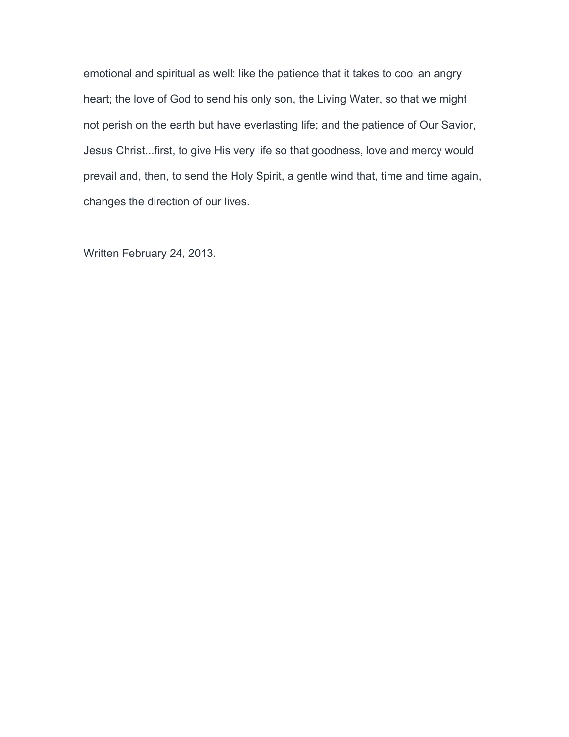emotional and spiritual as well: like the patience that it takes to cool an angry heart; the love of God to send his only son, the Living Water, so that we might not perish on the earth but have everlasting life; and the patience of Our Savior, Jesus Christ...first, to give His very life so that goodness, love and mercy would prevail and, then, to send the Holy Spirit, a gentle wind that, time and time again, changes the direction of our lives.

Written February 24, 2013.